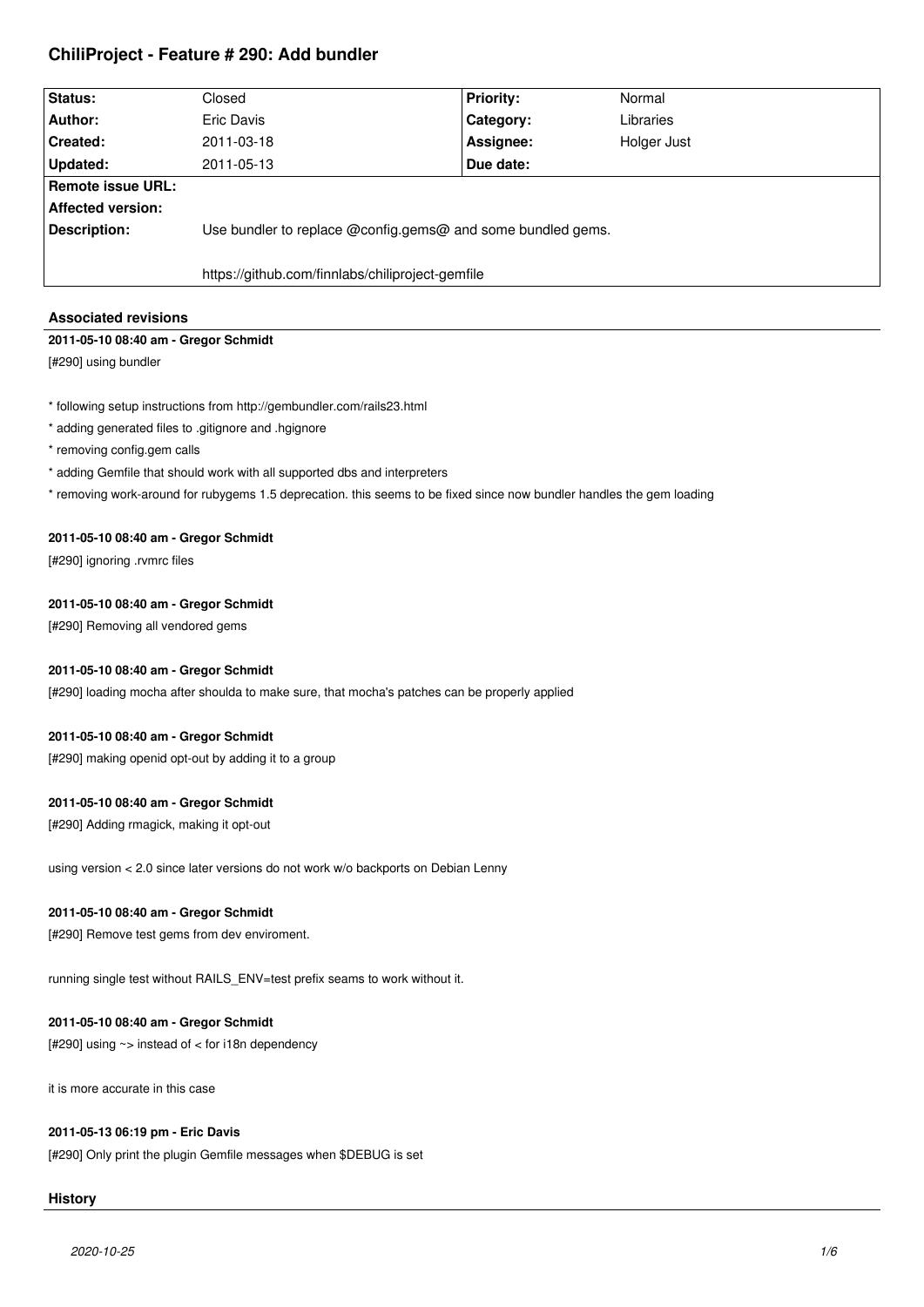# ChiliProject - Feature # 290: Add bundler

| Status: | Closed | Priority: | Normal |
|---|---|---|---|
| Author: | Eric Davis | Category: | Libraries |
| Created: | 2011-03-18 | Assignee: | Holger Just |
| Updated: | 2011-05-13 | Due date: | |
| Remote issue URL: | | | |
| Affected version: | | | |
| Description: | Use bundler to replace @config.gems@ and some bundled gems.<br><br>https://github.com/finnlabs/chiliproject-gemfile | | |

## Associated revisions

**2011-05-10 08:40 am - Gregor Schmidt**

[#290] using bundler

* following setup instructions from http://gembundler.com/rails23.html
* adding generated files to .gitignore and .hgignore
* removing config.gem calls
* adding Gemfile that should work with all supported dbs and interpreters
* removing work-around for rubygems 1.5 deprecation. this seems to be fixed since now bundler handles the gem loading

**2011-05-10 08:40 am - Gregor Schmidt**

[#290] ignoring .rvmrc files

**2011-05-10 08:40 am - Gregor Schmidt**

[#290] Removing all vendored gems

**2011-05-10 08:40 am - Gregor Schmidt**

[#290] loading mocha after shoulda to make sure, that mocha's patches can be properly applied

**2011-05-10 08:40 am - Gregor Schmidt**

[#290] making openid opt-out by adding it to a group

**2011-05-10 08:40 am - Gregor Schmidt**

[#290] Adding rmagick, making it opt-out

using version < 2.0 since later versions do not work w/o backports on Debian Lenny

**2011-05-10 08:40 am - Gregor Schmidt**

[#290] Remove test gems from dev enviroment.

running single test without RAILS_ENV=test prefix seams to work without it.

**2011-05-10 08:40 am - Gregor Schmidt**

[#290] using ~> instead of < for i18n dependency

it is more accurate in this case

**2011-05-13 06:19 pm - Eric Davis**

[#290] Only print the plugin Gemfile messages when $DEBUG is set

## History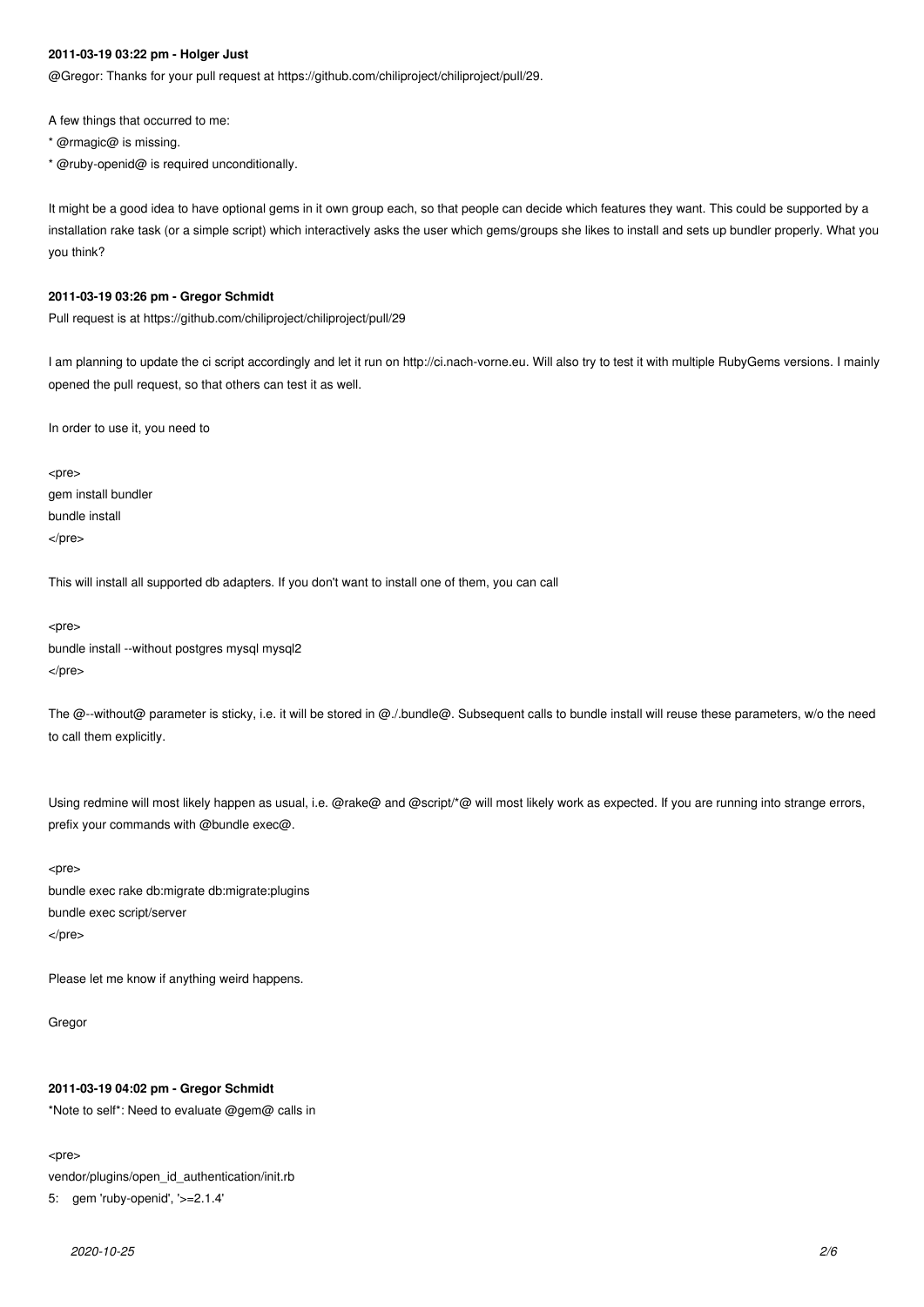**2011-03-19 03:22 pm - Holger Just**

@Gregor: Thanks for your pull request at https://github.com/chiliproject/chiliproject/pull/29.

A few things that occurred to me:
* @rmagic@ is missing.
* @ruby-openid@ is required unconditionally.

It might be a good idea to have optional gems in it own group each, so that people can decide which features they want. This could be supported by a installation rake task (or a simple script) which interactively asks the user which gems/groups she likes to install and sets up bundler properly. What you you think?

**2011-03-19 03:26 pm - Gregor Schmidt**

Pull request is at https://github.com/chiliproject/chiliproject/pull/29

I am planning to update the ci script accordingly and let it run on http://ci.nach-vorne.eu. Will also try to test it with multiple RubyGems versions. I mainly opened the pull request, so that others can test it as well.

In order to use it, you need to

<pre>
gem install bundler
bundle install
</pre>

This will install all supported db adapters. If you don't want to install one of them, you can call

<pre>
bundle install --without postgres mysql mysql2
</pre>

The @--without@ parameter is sticky, i.e. it will be stored in @./.bundle@. Subsequent calls to bundle install will reuse these parameters, w/o the need to call them explicitly.

Using redmine will most likely happen as usual, i.e. @rake@ and @script/*@ will most likely work as expected. If you are running into strange errors, prefix your commands with @bundle exec@.

<pre>
bundle exec rake db:migrate db:migrate:plugins
bundle exec script/server
</pre>

Please let me know if anything weird happens.

Gregor

**2011-03-19 04:02 pm - Gregor Schmidt**

*Note to self*: Need to evaluate @gem@ calls in

<pre>
vendor/plugins/open_id_authentication/init.rb
5: gem 'ruby-openid', '>=2.1.4'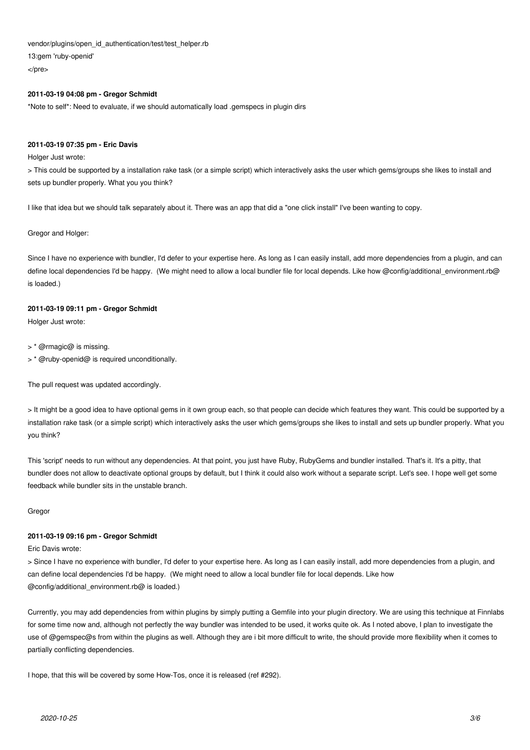vendor/plugins/open_id_authentication/test/test_helper.rb
13:gem 'ruby-openid'
</pre>

**2011-03-19 04:08 pm - Gregor Schmidt**

*Note to self*: Need to evaluate, if we should automatically load .gemspecs in plugin dirs

**2011-03-19 07:35 pm - Eric Davis**

Holger Just wrote:

> This could be supported by a installation rake task (or a simple script) which interactively asks the user which gems/groups she likes to install and sets up bundler properly. What you you think?

I like that idea but we should talk separately about it. There was an app that did a "one click install" I've been wanting to copy.

Gregor and Holger:

Since I have no experience with bundler, I'd defer to your expertise here. As long as I can easily install, add more dependencies from a plugin, and can define local dependencies I'd be happy. (We might need to allow a local bundler file for local depends. Like how @config/additional_environment.rb@ is loaded.)

**2011-03-19 09:11 pm - Gregor Schmidt**

Holger Just wrote:

> * @rmagic@ is missing.
> * @ruby-openid@ is required unconditionally.

The pull request was updated accordingly.

> It might be a good idea to have optional gems in it own group each, so that people can decide which features they want. This could be supported by a installation rake task (or a simple script) which interactively asks the user which gems/groups she likes to install and sets up bundler properly. What you you think?

This 'script' needs to run without any dependencies. At that point, you just have Ruby, RubyGems and bundler installed. That's it. It's a pitty, that bundler does not allow to deactivate optional groups by default, but I think it could also work without a separate script. Let's see. I hope well get some feedback while bundler sits in the unstable branch.

Gregor

**2011-03-19 09:16 pm - Gregor Schmidt**

Eric Davis wrote:

> Since I have no experience with bundler, I'd defer to your expertise here. As long as I can easily install, add more dependencies from a plugin, and can define local dependencies I'd be happy. (We might need to allow a local bundler file for local depends. Like how @config/additional_environment.rb@ is loaded.)

Currently, you may add dependencies from within plugins by simply putting a Gemfile into your plugin directory. We are using this technique at Finnlabs for some time now and, although not perfectly the way bundler was intended to be used, it works quite ok. As I noted above, I plan to investigate the use of @gemspec@s from within the plugins as well. Although they are i bit more difficult to write, the should provide more flexibility when it comes to partially conflicting dependencies.

I hope, that this will be covered by some How-Tos, once it is released (ref #292).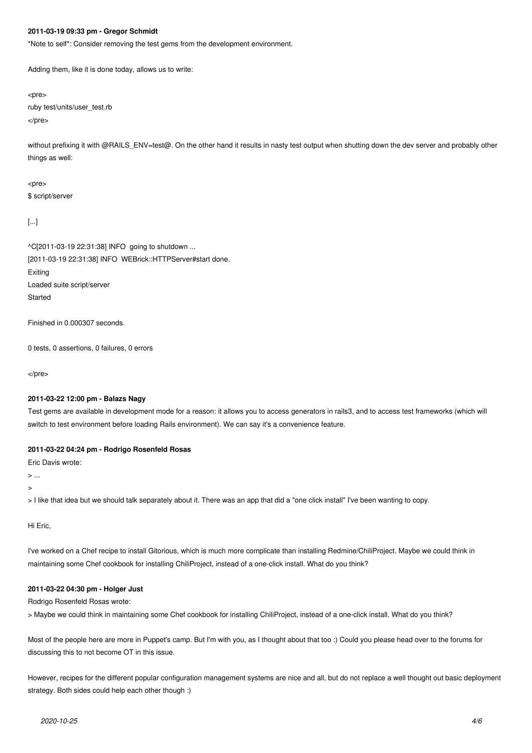#### 2011-03-19 09:33 pm - Gregor Schmidt

*Note to self*: Consider removing the test gems from the development environment.

Adding them, like it is done today, allows us to write:

<pre>
ruby test/units/user_test.rb
</pre>

without prefixing it with @RAILS_ENV=test@. On the other hand it results in nasty test output when shutting down the dev server and probably other things as well:

<pre>
$ script/server

[...]

^C[2011-03-19 22:31:38] INFO  going to shutdown ...
[2011-03-19 22:31:38] INFO  WEBrick::HTTPServer#start done.
Exiting
Loaded suite script/server
Started

Finished in 0.000307 seconds.

0 tests, 0 assertions, 0 failures, 0 errors

</pre>

#### 2011-03-22 12:00 pm - Balazs Nagy

Test gems are available in development mode for a reason: it allows you to access generators in rails3, and to access test frameworks (which will switch to test environment before loading Rails environment). We can say it's a convenience feature.

#### 2011-03-22 04:24 pm - Rodrigo Rosenfeld Rosas

Eric Davis wrote:

> ...

>

> I like that idea but we should talk separately about it. There was an app that did a "one click install" I've been wanting to copy.

Hi Eric,

I've worked on a Chef recipe to install Gitorious, which is much more complicate than installing Redmine/ChiliProject. Maybe we could think in maintaining some Chef cookbook for installing ChiliProject, instead of a one-click install. What do you think?

#### 2011-03-22 04:30 pm - Holger Just

Rodrigo Rosenfeld Rosas wrote:

> Maybe we could think in maintaining some Chef cookbook for installing ChiliProject, instead of a one-click install. What do you think?

Most of the people here are more in Puppet's camp. But I'm with you, as I thought about that too :) Could you please head over to the forums for discussing this to not become OT in this issue.

However, recipes for the different popular configuration management systems are nice and all, but do not replace a well thought out basic deployment strategy. Both sides could help each other though :)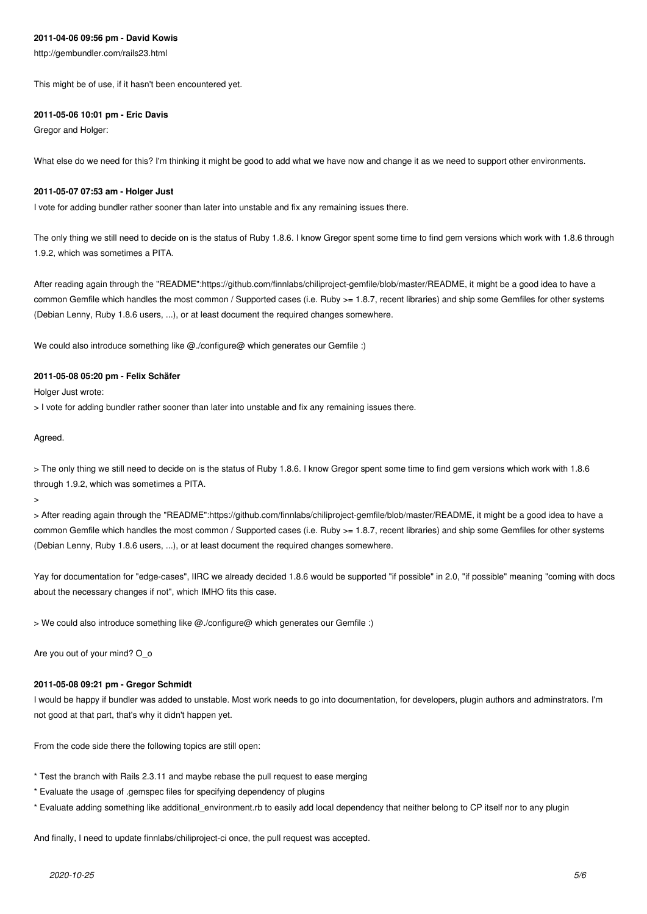**2011-04-06 09:56 pm - David Kowis**

http://gembundler.com/rails23.html

This might be of use, if it hasn't been encountered yet.

**2011-05-06 10:01 pm - Eric Davis**

Gregor and Holger:

What else do we need for this? I'm thinking it might be good to add what we have now and change it as we need to support other environments.

**2011-05-07 07:53 am - Holger Just**

I vote for adding bundler rather sooner than later into unstable and fix any remaining issues there.

The only thing we still need to decide on is the status of Ruby 1.8.6. I know Gregor spent some time to find gem versions which work with 1.8.6 through 1.9.2, which was sometimes a PITA.

After reading again through the "README":https://github.com/finnlabs/chiliproject-gemfile/blob/master/README, it might be a good idea to have a common Gemfile which handles the most common / Supported cases (i.e. Ruby >= 1.8.7, recent libraries) and ship some Gemfiles for other systems (Debian Lenny, Ruby 1.8.6 users, ...), or at least document the required changes somewhere.

We could also introduce something like @./configure@ which generates our Gemfile :)

**2011-05-08 05:20 pm - Felix Schäfer**

Holger Just wrote:

> I vote for adding bundler rather sooner than later into unstable and fix any remaining issues there.

Agreed.

> The only thing we still need to decide on is the status of Ruby 1.8.6. I know Gregor spent some time to find gem versions which work with 1.8.6 through 1.9.2, which was sometimes a PITA.
>
> After reading again through the "README":https://github.com/finnlabs/chiliproject-gemfile/blob/master/README, it might be a good idea to have a common Gemfile which handles the most common / Supported cases (i.e. Ruby >= 1.8.7, recent libraries) and ship some Gemfiles for other systems (Debian Lenny, Ruby 1.8.6 users, ...), or at least document the required changes somewhere.

Yay for documentation for "edge-cases", IIRC we already decided 1.8.6 would be supported "if possible" in 2.0, "if possible" meaning "coming with docs about the necessary changes if not", which IMHO fits this case.

> We could also introduce something like @./configure@ which generates our Gemfile :)

Are you out of your mind? O_o

**2011-05-08 09:21 pm - Gregor Schmidt**

I would be happy if bundler was added to unstable. Most work needs to go into documentation, for developers, plugin authors and adminstrators. I'm not good at that part, that's why it didn't happen yet.

From the code side there the following topics are still open:

* Test the branch with Rails 2.3.11 and maybe rebase the pull request to ease merging
* Evaluate the usage of .gemspec files for specifying dependency of plugins
* Evaluate adding something like additional_environment.rb to easily add local dependency that neither belong to CP itself nor to any plugin

And finally, I need to update finnlabs/chiliproject-ci once, the pull request was accepted.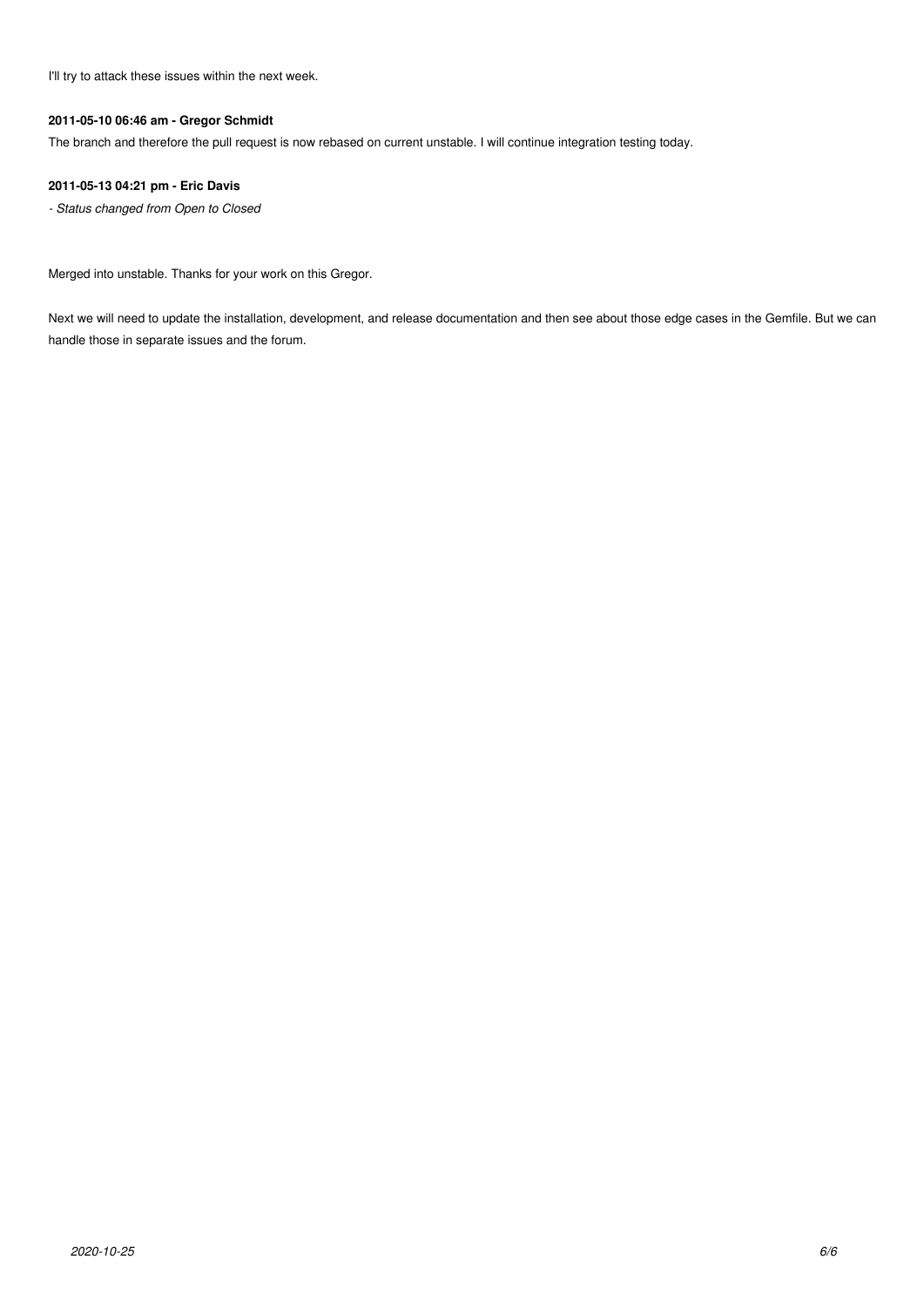I'll try to attack these issues within the next week.

**2011-05-10 06:46 am - Gregor Schmidt**

The branch and therefore the pull request is now rebased on current unstable. I will continue integration testing today.

**2011-05-13 04:21 pm - Eric Davis**

*- Status changed from Open to Closed*

Merged into unstable. Thanks for your work on this Gregor.

Next we will need to update the installation, development, and release documentation and then see about those edge cases in the Gemfile. But we can handle those in separate issues and the forum.